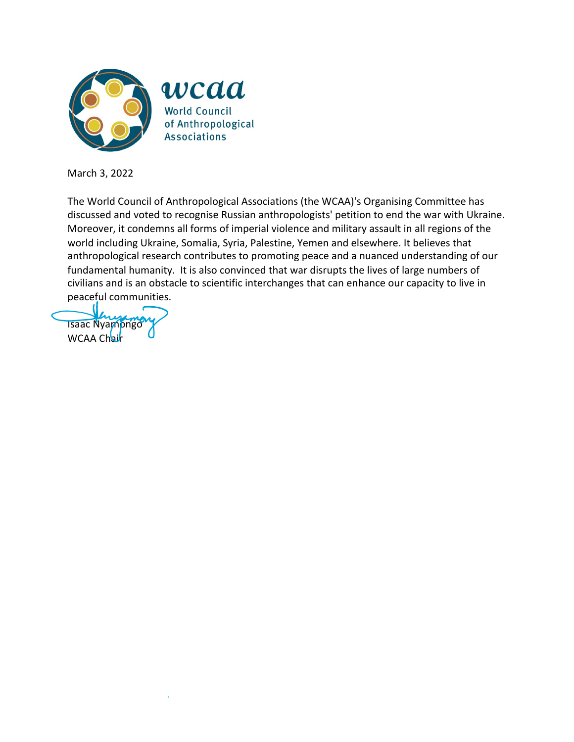wcaa

World Council of Anthropological Associations

March 3, 2022

The World Council of Anthropological Associations (the WCAA)'s Organising Committee has discussed and voted to recognise Russian anthropologists' petition to end the war with Ukraine. Moreover, it condemns all forms of imperial violence and military assault in all regions of the world including Ukraine, Somalia, Syria, Palestine, Yemen and elsewhere. It believes that anthropological research contributes to promoting peace and a nuanced understanding of our fundamental humanity. It is also convinced that war disrupts the lives of large numbers of civilians and is an obstacle to scientific interchanges that can enhance our capacity to live in peaceful communities.

Isaac Nyamongo
WCAA Chair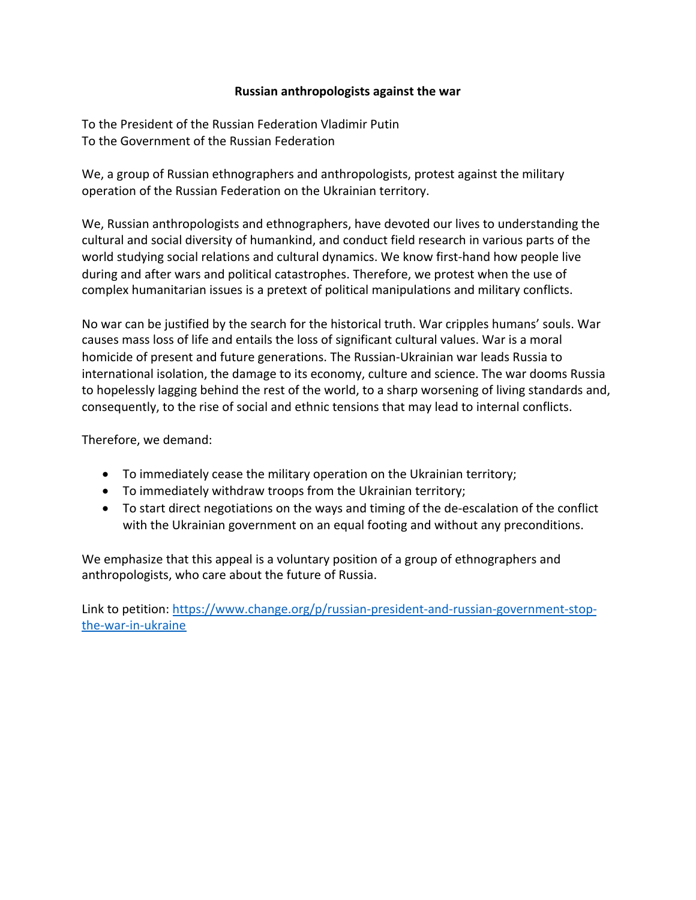**Russian anthropologists against the war**

To the President of the Russian Federation Vladimir Putin
To the Government of the Russian Federation

We, a group of Russian ethnographers and anthropologists, protest against the military operation of the Russian Federation on the Ukrainian territory.

We, Russian anthropologists and ethnographers, have devoted our lives to understanding the cultural and social diversity of humankind, and conduct field research in various parts of the world studying social relations and cultural dynamics. We know first-hand how people live during and after wars and political catastrophes. Therefore, we protest when the use of complex humanitarian issues is a pretext of political manipulations and military conflicts.

No war can be justified by the search for the historical truth. War cripples humans' souls. War causes mass loss of life and entails the loss of significant cultural values. War is a moral homicide of present and future generations. The Russian-Ukrainian war leads Russia to international isolation, the damage to its economy, culture and science. The war dooms Russia to hopelessly lagging behind the rest of the world, to a sharp worsening of living standards and, consequently, to the rise of social and ethnic tensions that may lead to internal conflicts.

Therefore, we demand:

- To immediately cease the military operation on the Ukrainian territory;
- To immediately withdraw troops from the Ukrainian territory;
- To start direct negotiations on the ways and timing of the de-escalation of the conflict with the Ukrainian government on an equal footing and without any preconditions.

We emphasize that this appeal is a voluntary position of a group of ethnographers and anthropologists, who care about the future of Russia.

Link to petition: [https://www.change.org/p/russian-president-and-russian-government-stop-the-war-in-ukraine](https://www.change.org/p/russian-president-and-russian-government-stop-the-war-in-ukraine)